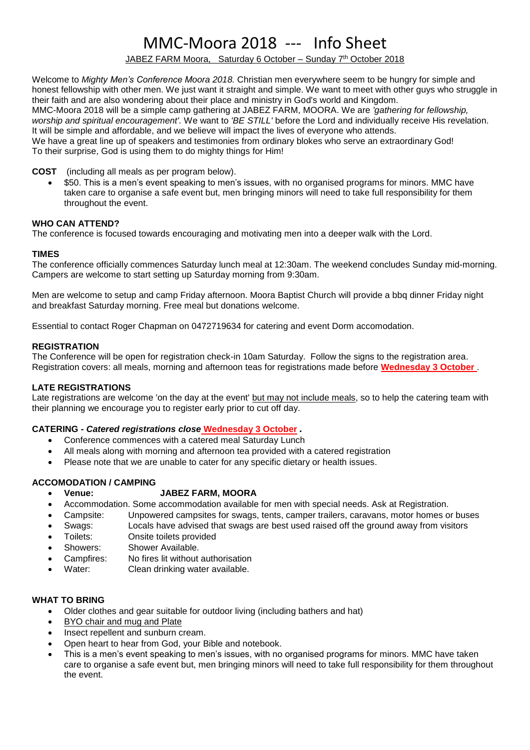# MMC-Moora 2018 --- Info Sheet

JABEZ FARM Moora, Saturday 6 October – Sunday 7th October 2018

Welcome to *Mighty Men's Conference Moora 2018.* Christian men everywhere seem to be hungry for simple and honest fellowship with other men. We just want it straight and simple. We want to meet with other guys who struggle in their faith and are also wondering about their place and ministry in God's world and Kingdom.
MMC-Moora 2018 will be a simple camp gathering at JABEZ FARM, MOORA. We are *'gathering for fellowship, worship and spiritual encouragement'*. We want to *'BE STILL'* before the Lord and individually receive His revelation. It will be simple and affordable, and we believe will impact the lives of everyone who attends.
We have a great line up of speakers and testimonies from ordinary blokes who serve an extraordinary God!
To their surprise, God is using them to do mighty things for Him!

**COST** (including all meals as per program below).

- $50. This is a men's event speaking to men's issues, with no organised programs for minors. MMC have taken care to organise a safe event but, men bringing minors will need to take full responsibility for them throughout the event.

**WHO CAN ATTEND?**

The conference is focused towards encouraging and motivating men into a deeper walk with the Lord.

**TIMES**

The conference officially commences Saturday lunch meal at 12:30am. The weekend concludes Sunday mid-morning. Campers are welcome to start setting up Saturday morning from 9:30am.

Men are welcome to setup and camp Friday afternoon. Moora Baptist Church will provide a bbq dinner Friday night and breakfast Saturday morning. Free meal but donations welcome.

Essential to contact Roger Chapman on 0472719634 for catering and event Dorm accomodation.

**REGISTRATION**

The Conference will be open for registration check-in 10am Saturday. Follow the signs to the registration area. Registration covers: all meals, morning and afternoon teas for registrations made before **Wednesday 3 October** .

**LATE REGISTRATIONS**

Late registrations are welcome 'on the day at the event' but may not include meals, so to help the catering team with their planning we encourage you to register early prior to cut off day.

**CATERING -** ***Catered registrations close*** **Wednesday 3 October** ***.***

- Conference commences with a catered meal Saturday Lunch
- All meals along with morning and afternoon tea provided with a catered registration
- Please note that we are unable to cater for any specific dietary or health issues.

**ACCOMODATION / CAMPING**

- **Venue: JABEZ FARM, MOORA**
- Accommodation. Some accommodation available for men with special needs. Ask at Registration.
- Campsite: Unpowered campsites for swags, tents, camper trailers, caravans, motor homes or buses
- Swags: Locals have advised that swags are best used raised off the ground away from visitors
- Toilets: Onsite toilets provided
- Showers: Shower Available.
- Campfires: No fires lit without authorisation
- Water: Clean drinking water available.

**WHAT TO BRING**

- Older clothes and gear suitable for outdoor living (including bathers and hat)
- BYO chair and mug and Plate
- Insect repellent and sunburn cream.
- Open heart to hear from God, your Bible and notebook.
- This is a men's event speaking to men's issues, with no organised programs for minors. MMC have taken care to organise a safe event but, men bringing minors will need to take full responsibility for them throughout the event.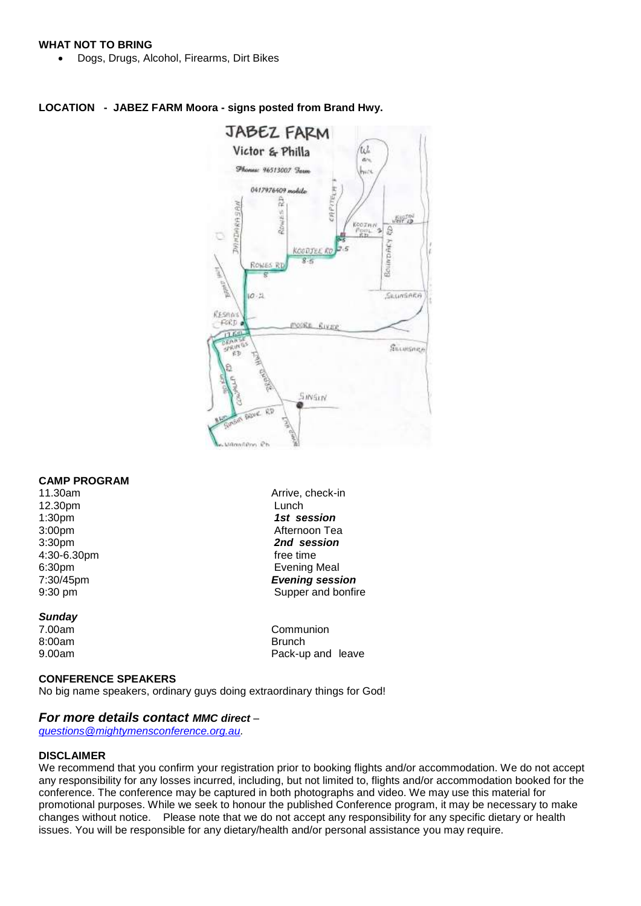**WHAT NOT TO BRING**

- Dogs, Drugs, Alcohol, Firearms, Dirt Bikes

**LOCATION - JABEZ FARM Moora - signs posted from Brand Hwy.**

JABEZ FARM

Victor & Philla

Phones: 96513007 Farm

0417976409 mobile

**CAMP PROGRAM**

| | |
|---|---|
| 11.30am | Arrive, check-in |
| 12.30pm | Lunch |
| 1:30pm | ***1st session*** |
| 3:00pm | Afternoon Tea |
| 3:30pm | ***2nd session*** |
| 4:30-6.30pm | free time |
| 6:30pm | Evening Meal |
| 7:30/45pm | ***Evening session*** |
| 9:30 pm | Supper and bonfire |

***Sunday***

| | |
|---|---|
| 7.00am | Communion |
| 8:00am | Brunch |
| 9.00am | Pack-up and leave |

**CONFERENCE SPEAKERS**

No big name speakers, ordinary guys doing extraordinary things for God!

***For more details contact MMC direct*** –
*questions@mightymensconference.org.au.*

**DISCLAIMER**

We recommend that you confirm your registration prior to booking flights and/or accommodation. We do not accept any responsibility for any losses incurred, including, but not limited to, flights and/or accommodation booked for the conference. The conference may be captured in both photographs and video. We may use this material for promotional purposes. While we seek to honour the published Conference program, it may be necessary to make changes without notice. Please note that we do not accept any responsibility for any specific dietary or health issues. You will be responsible for any dietary/health and/or personal assistance you may require.